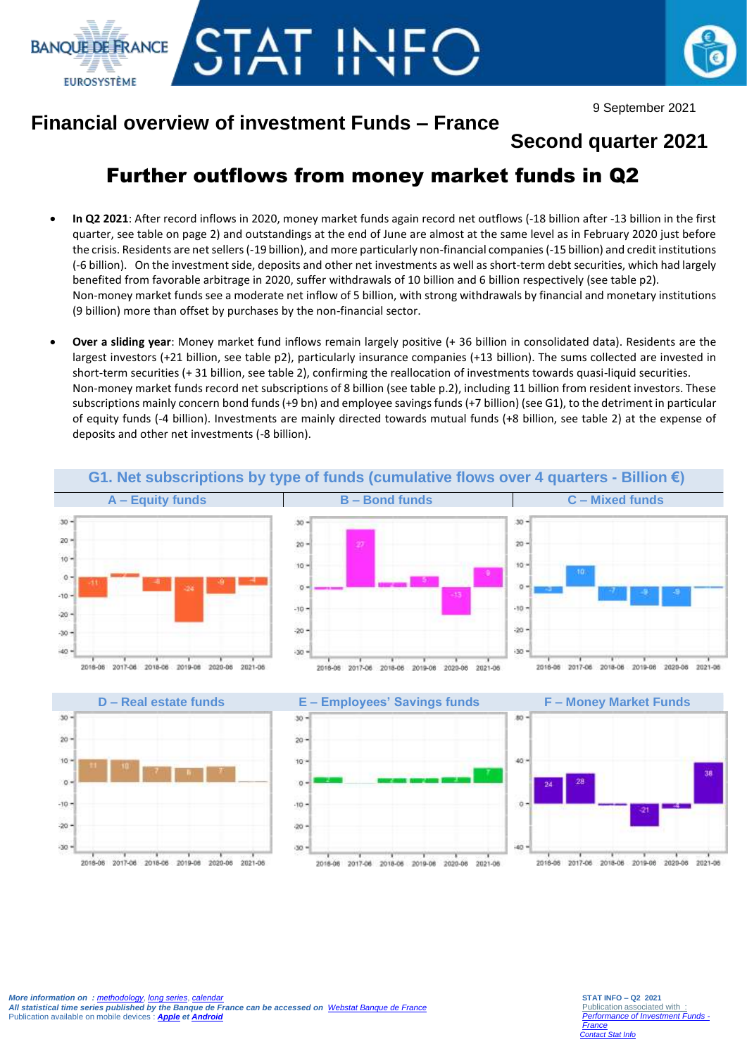BANQUE DE FRANCE
EUROSYSTÈME

# STAT INFO

9 September 2021

## Financial overview of investment Funds – France

## Second quarter 2021

# Further outflows from money market funds in Q2

- **In Q2 2021**: After record inflows in 2020, money market funds again record net outflows (-18 billion after -13 billion in the first quarter, see table on page 2) and outstandings at the end of June are almost at the same level as in February 2020 just before the crisis. Residents are net sellers (-19 billion), and more particularly non-financial companies (-15 billion) and credit institutions (-6 billion). On the investment side, deposits and other net investments as well as short-term debt securities, which had largely benefited from favorable arbitrage in 2020, suffer withdrawals of 10 billion and 6 billion respectively (see table p2).
  Non-money market funds see a moderate net inflow of 5 billion, with strong withdrawals by financial and monetary institutions (9 billion) more than offset by purchases by the non-financial sector.

- **Over a sliding year**: Money market fund inflows remain largely positive (+ 36 billion in consolidated data). Residents are the largest investors (+21 billion, see table p2), particularly insurance companies (+13 billion). The sums collected are invested in short-term securities (+ 31 billion, see table 2), confirming the reallocation of investments towards quasi-liquid securities.
  Non-money market funds record net subscriptions of 8 billion (see table p.2), including 11 billion from resident investors. These subscriptions mainly concern bond funds (+9 bn) and employee savings funds (+7 billion) (see G1), to the detriment in particular of equity funds (-4 billion). Investments are mainly directed towards mutual funds (+8 billion, see table 2) at the expense of deposits and other net investments (-8 billion).

**G1. Net subscriptions by type of funds (cumulative flows over 4 quarters - Billion €)**

A – Equity funds
-11, 2, -8, -24, -9, -4
2016-06 2017-06 2018-06 2019-06 2020-06 2021-06

B – Bond funds
27, 2, 5, -13, 9
2016-06 2017-06 2018-06 2019-06 2020-06 2021-06

C – Mixed funds
-3, 10, -7, -9, -9
2016-06 2017-06 2018-06 2019-06 2020-06 2021-06

D – Real estate funds
11, 10, 7, 6, 7
2016-06 2017-06 2018-06 2019-06 2020-06 2021-06

E – Employees' Savings funds
2, 2, 2, 2, 7
2016-06 2017-06 2018-06 2019-06 2020-06 2021-06

F – Money Market Funds
24, 28, -21, -4, 38
2016-06 2017-06 2018-06 2019-06 2020-06 2021-06

*More information on : methodology, long series, calendar*
*All statistical time series published by the Banque de France can be accessed on Webstat Banque de France*
Publication available on mobile devices : ***Apple*** *et* ***Android***

**STAT INFO – Q2 2021**
Publication associated with : *Performance of Investment Funds - France*
*Contact Stat Info*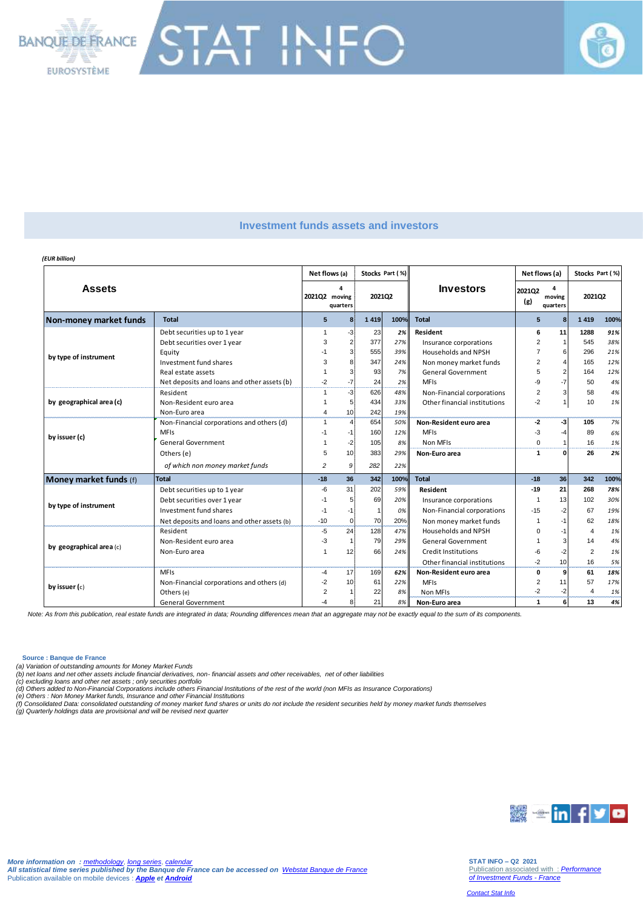## Investment funds assets and investors

*(EUR billion)*

| Assets | | Net flows (a) 2021Q2 | Net flows (a) 4 moving quarters | Stocks 2021Q2 | Part (%) | Investors | Net flows (a) 2021Q2 (g) | Net flows (a) 4 moving quarters | Stocks 2021Q2 | Part (%) |
|---|---|---|---|---|---|---|---|---|---|---|
| **Non-money market funds** | **Total** | **5** | **8** | **1 419** | **100%** | **Total** | **5** | **8** | **1 419** | **100%** |
| by type of instrument | Debt securities up to 1 year | 1 | -3 | 23 | 2% | **Resident** | **6** | **11** | **1288** | **91%** |
| | Debt securities over 1 year | 3 | 2 | 377 | 27% | Insurance corporations | 2 | 1 | 545 | 38% |
| | Equity | -1 | 3 | 555 | 39% | Households and NPSH | 7 | 6 | 296 | 21% |
| | Investment fund shares | 3 | 8 | 347 | 24% | Non money market funds | 2 | 4 | 165 | 12% |
| | Real estate assets | 1 | 3 | 93 | 7% | General Government | 5 | 2 | 164 | 12% |
| | Net deposits and loans and other assets (b) | -2 | -7 | 24 | 2% | MFIs | -9 | -7 | 50 | 4% |
| by geographical area (c) | Resident | 1 | -3 | 626 | 48% | Non-Financial corporations | 2 | 3 | 58 | 4% |
| | Non-Resident euro area | 1 | 5 | 434 | 33% | Other financial institutions | -2 | 1 | 10 | 1% |
| | Non-Euro area | 4 | 10 | 242 | 19% | | | | | |
| by issuer (c) | Non-Financial corporations and others (d) | 1 | 4 | 654 | 50% | **Non-Resident euro area** | **-2** | **-3** | **105** | **7%** |
| | MFIs | -1 | -1 | 160 | 12% | MFIs | -3 | -4 | 89 | 6% |
| | General Government | 1 | -2 | 105 | 8% | Non MFIs | 0 | 1 | 16 | 1% |
| | Others (e) | 5 | 10 | 383 | 29% | **Non-Euro area** | **1** | **0** | **26** | **2%** |
| | *of which non money market funds* | *2* | *9* | *282* | *22%* | | | | | |
| **Money market funds (f)** | **Total** | **-18** | **36** | **342** | **100%** | **Total** | **-18** | **36** | **342** | **100%** |
| by type of instrument | Debt securities up to 1 year | -6 | 31 | 202 | 59% | **Resident** | **-19** | **21** | **268** | **78%** |
| | Debt securities over 1 year | -1 | 5 | 69 | 20% | Insurance corporations | 1 | 13 | 102 | 30% |
| | Investment fund shares | -1 | -1 | 1 | 0% | Non-Financial corporations | -15 | -2 | 67 | 19% |
| | Net deposits and loans and other assets (b) | -10 | 0 | 70 | 20% | Non money market funds | 1 | -1 | 62 | 18% |
| by geographical area (c) | Resident | -5 | 24 | 128 | 47% | Households and NPSH | 0 | -1 | 4 | 1% |
| | Non-Resident euro area | -3 | 1 | 79 | 29% | General Government | 1 | 3 | 14 | 4% |
| | Non-Euro area | 1 | 12 | 66 | 24% | Credit Institutions | -6 | -2 | 2 | 1% |
| | | | | | | Other financial institutions | -2 | 10 | 16 | 5% |
| by issuer (c) | MFIs | -4 | 17 | 169 | 62% | **Non-Resident euro area** | **0** | **9** | **61** | **18%** |
| | Non-Financial corporations and others (d) | -2 | 10 | 61 | 22% | MFIs | 2 | 11 | 57 | 17% |
| | Others (e) | 2 | 1 | 22 | 8% | Non MFIs | -2 | -2 | 4 | 1% |
| | General Government | -4 | 8 | 21 | 8% | **Non-Euro area** | **1** | **6** | **13** | **4%** |

*Note: As from this publication, real estate funds are integrated in data; Rounding differences mean that an aggregate may not be exactly equal to the sum of its components.*

**Source : Banque de France**

*(a) Variation of outstanding amounts for Money Market Funds*
*(b) net loans and net other assets include financial derivatives, non- financial assets and other receivables, net of other liabilities*
*(c) excluding loans and other net assets ; only securities portfolio*
*(d) Others added to Non-Financial Corporations include others Financial Institutions of the rest of the world (non MFIs as Insurance Corporations)*
*(e) Others : Non Money Market funds, Insurance and other Financial Institutions*
*(f) Consolidated Data: consolidated outstanding of money market fund shares or units do not include the resident securities held by money market funds themselves*
*(g) Quarterly holdings data are provisional and will be revised next quarter*

*More information on : methodology, long series, calendar*
*All statistical time series published by the Banque de France can be accessed on Webstat Banque de France*
Publication available on mobile devices : ***Apple*** *et* ***Android***

**STAT INFO – Q2 2021**
Publication associated with : *Performance of Investment Funds - France*

*Contact Stat Info*